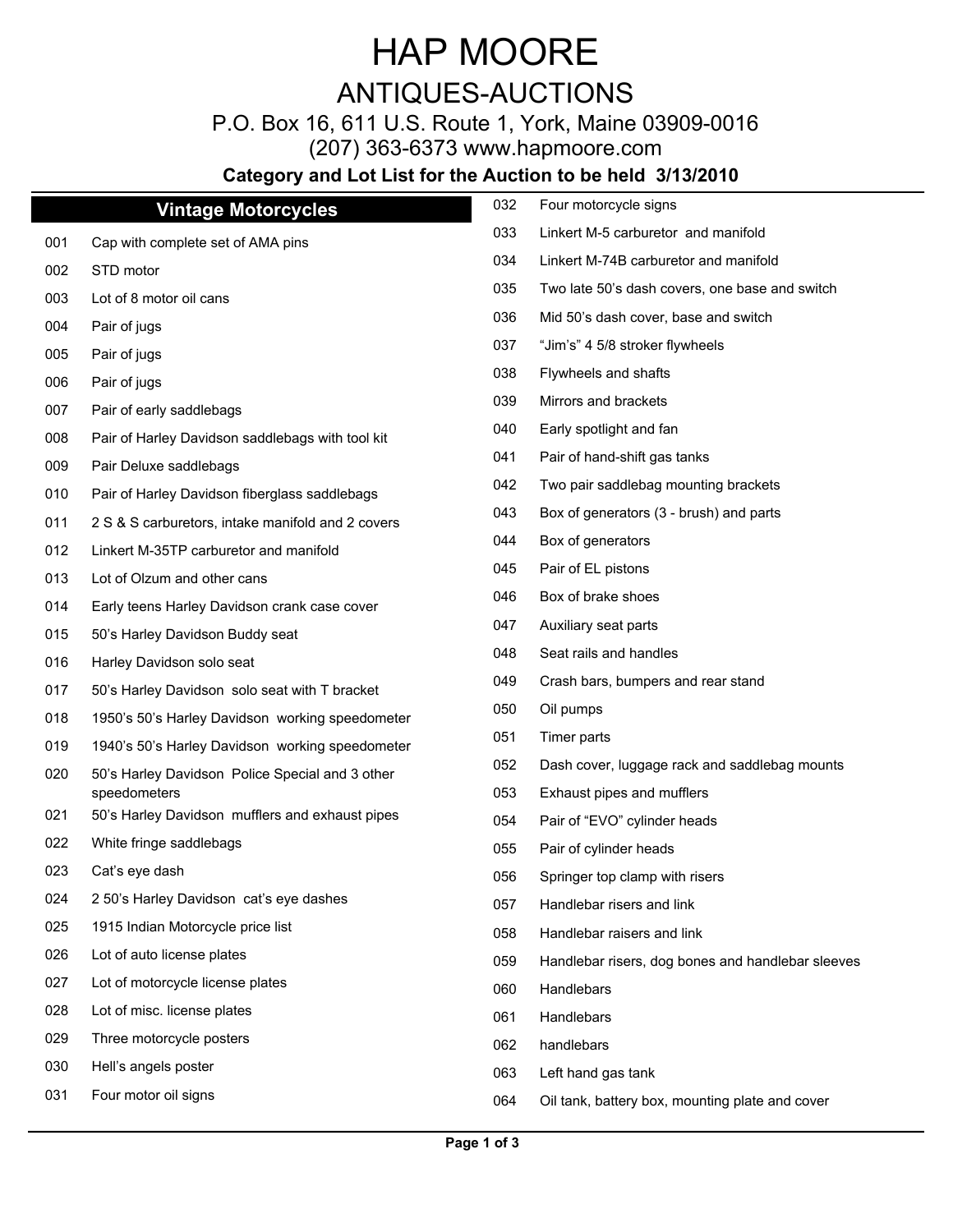# HAP MOORE

## ANTIQUES-AUCTIONS

P.O. Box 16, 611 U.S. Route 1, York, Maine 03909-0016

(207) 363-6373 www.hapmoore.com

**Category and Lot List for the Auction to be held 3/13/2010**

### Vintage Motorcycles

| | |
|---|---|
| 001 | Cap with complete set of AMA pins |
| 002 | STD motor |
| 003 | Lot of 8 motor oil cans |
| 004 | Pair of jugs |
| 005 | Pair of jugs |
| 006 | Pair of jugs |
| 007 | Pair of early saddlebags |
| 008 | Pair of Harley Davidson saddlebags with tool kit |
| 009 | Pair Deluxe saddlebags |
| 010 | Pair of Harley Davidson fiberglass saddlebags |
| 011 | 2 S & S carburetors, intake manifold and 2 covers |
| 012 | Linkert M-35TP carburetor and manifold |
| 013 | Lot of Olzum and other cans |
| 014 | Early teens Harley Davidson crank case cover |
| 015 | 50's Harley Davidson Buddy seat |
| 016 | Harley Davidson solo seat |
| 017 | 50's Harley Davidson solo seat with T bracket |
| 018 | 1950's 50's Harley Davidson working speedometer |
| 019 | 1940's 50's Harley Davidson working speedometer |
| 020 | 50's Harley Davidson Police Special and 3 other speedometers |
| 021 | 50's Harley Davidson mufflers and exhaust pipes |
| 022 | White fringe saddlebags |
| 023 | Cat's eye dash |
| 024 | 2 50's Harley Davidson cat's eye dashes |
| 025 | 1915 Indian Motorcycle price list |
| 026 | Lot of auto license plates |
| 027 | Lot of motorcycle license plates |
| 028 | Lot of misc. license plates |
| 029 | Three motorcycle posters |
| 030 | Hell's angels poster |
| 031 | Four motor oil signs |
| 032 | Four motorcycle signs |
| 033 | Linkert M-5 carburetor and manifold |
| 034 | Linkert M-74B carburetor and manifold |
| 035 | Two late 50's dash covers, one base and switch |
| 036 | Mid 50's dash cover, base and switch |
| 037 | "Jim's" 4 5/8 stroker flywheels |
| 038 | Flywheels and shafts |
| 039 | Mirrors and brackets |
| 040 | Early spotlight and fan |
| 041 | Pair of hand-shift gas tanks |
| 042 | Two pair saddlebag mounting brackets |
| 043 | Box of generators (3 - brush) and parts |
| 044 | Box of generators |
| 045 | Pair of EL pistons |
| 046 | Box of brake shoes |
| 047 | Auxiliary seat parts |
| 048 | Seat rails and handles |
| 049 | Crash bars, bumpers and rear stand |
| 050 | Oil pumps |
| 051 | Timer parts |
| 052 | Dash cover, luggage rack and saddlebag mounts |
| 053 | Exhaust pipes and mufflers |
| 054 | Pair of "EVO" cylinder heads |
| 055 | Pair of cylinder heads |
| 056 | Springer top clamp with risers |
| 057 | Handlebar risers and link |
| 058 | Handlebar raisers and link |
| 059 | Handlebar risers, dog bones and handlebar sleeves |
| 060 | Handlebars |
| 061 | Handlebars |
| 062 | handlebars |
| 063 | Left hand gas tank |
| 064 | Oil tank, battery box, mounting plate and cover |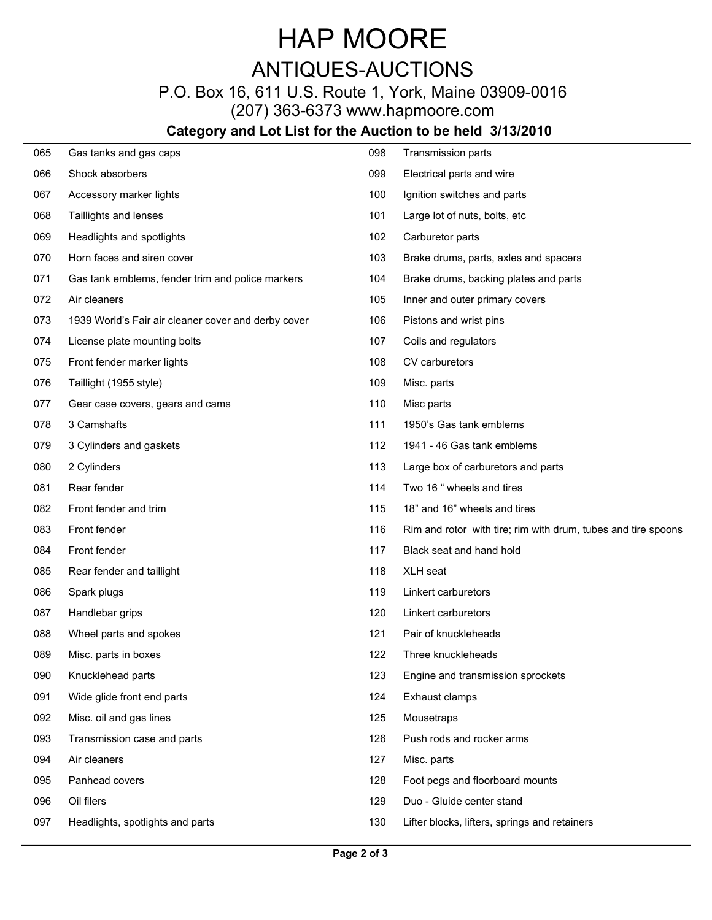# HAP MOORE

## ANTIQUES-AUCTIONS

P.O. Box 16, 611 U.S. Route 1, York, Maine 03909-0016

(207) 363-6373 www.hapmoore.com

**Category and Lot List for the Auction to be held 3/13/2010**

| | |
|---|---|
| 065 | Gas tanks and gas caps |
| 066 | Shock absorbers |
| 067 | Accessory marker lights |
| 068 | Taillights and lenses |
| 069 | Headlights and spotlights |
| 070 | Horn faces and siren cover |
| 071 | Gas tank emblems, fender trim and police markers |
| 072 | Air cleaners |
| 073 | 1939 World's Fair air cleaner cover and derby cover |
| 074 | License plate mounting bolts |
| 075 | Front fender marker lights |
| 076 | Taillight (1955 style) |
| 077 | Gear case covers, gears and cams |
| 078 | 3 Camshafts |
| 079 | 3 Cylinders and gaskets |
| 080 | 2 Cylinders |
| 081 | Rear fender |
| 082 | Front fender and trim |
| 083 | Front fender |
| 084 | Front fender |
| 085 | Rear fender and taillight |
| 086 | Spark plugs |
| 087 | Handlebar grips |
| 088 | Wheel parts and spokes |
| 089 | Misc. parts in boxes |
| 090 | Knucklehead parts |
| 091 | Wide glide front end parts |
| 092 | Misc. oil and gas lines |
| 093 | Transmission case and parts |
| 094 | Air cleaners |
| 095 | Panhead covers |
| 096 | Oil filers |
| 097 | Headlights, spotlights and parts |
| 098 | Transmission parts |
| 099 | Electrical parts and wire |
| 100 | Ignition switches and parts |
| 101 | Large lot of nuts, bolts, etc |
| 102 | Carburetor parts |
| 103 | Brake drums, parts, axles and spacers |
| 104 | Brake drums, backing plates and parts |
| 105 | Inner and outer primary covers |
| 106 | Pistons and wrist pins |
| 107 | Coils and regulators |
| 108 | CV carburetors |
| 109 | Misc. parts |
| 110 | Misc parts |
| 111 | 1950's Gas tank emblems |
| 112 | 1941 - 46 Gas tank emblems |
| 113 | Large box of carburetors and parts |
| 114 | Two 16 " wheels and tires |
| 115 | 18" and 16" wheels and tires |
| 116 | Rim and rotor with tire; rim with drum, tubes and tire spoons |
| 117 | Black seat and hand hold |
| 118 | XLH seat |
| 119 | Linkert carburetors |
| 120 | Linkert carburetors |
| 121 | Pair of knuckleheads |
| 122 | Three knuckleheads |
| 123 | Engine and transmission sprockets |
| 124 | Exhaust clamps |
| 125 | Mousetraps |
| 126 | Push rods and rocker arms |
| 127 | Misc. parts |
| 128 | Foot pegs and floorboard mounts |
| 129 | Duo - Gluide center stand |
| 130 | Lifter blocks, lifters, springs and retainers |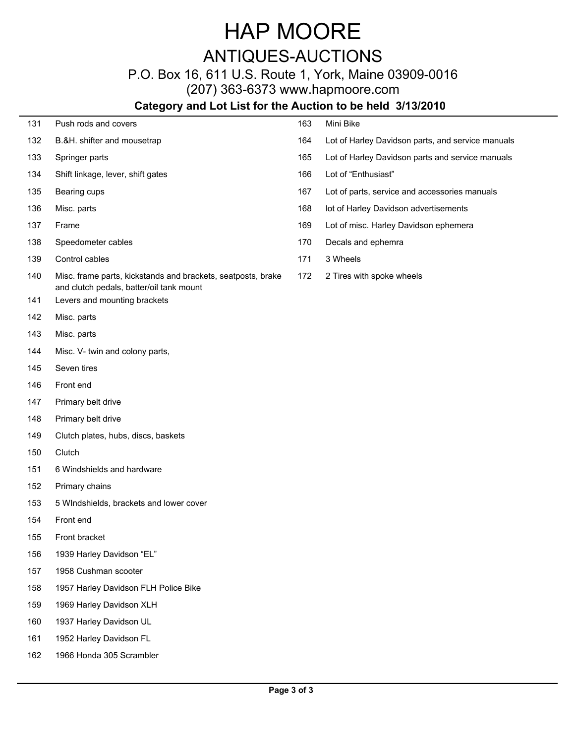# HAP MOORE

## ANTIQUES-AUCTIONS

P.O. Box 16, 611 U.S. Route 1, York, Maine 03909-0016

(207) 363-6373 www.hapmoore.com

### Category and Lot List for the Auction to be held 3/13/2010

| | |
|---|---|
| 131 | Push rods and covers |
| 132 | B.&H. shifter and mousetrap |
| 133 | Springer parts |
| 134 | Shift linkage, lever, shift gates |
| 135 | Bearing cups |
| 136 | Misc. parts |
| 137 | Frame |
| 138 | Speedometer cables |
| 139 | Control cables |
| 140 | Misc. frame parts, kickstands and brackets, seatposts, brake and clutch pedals, batter/oil tank mount |
| 141 | Levers and mounting brackets |
| 142 | Misc. parts |
| 143 | Misc. parts |
| 144 | Misc. V- twin and colony parts, |
| 145 | Seven tires |
| 146 | Front end |
| 147 | Primary belt drive |
| 148 | Primary belt drive |
| 149 | Clutch plates, hubs, discs, baskets |
| 150 | Clutch |
| 151 | 6 Windshields and hardware |
| 152 | Primary chains |
| 153 | 5 WIndshields, brackets and lower cover |
| 154 | Front end |
| 155 | Front bracket |
| 156 | 1939 Harley Davidson "EL" |
| 157 | 1958 Cushman scooter |
| 158 | 1957 Harley Davidson FLH Police Bike |
| 159 | 1969 Harley Davidson XLH |
| 160 | 1937 Harley Davidson UL |
| 161 | 1952 Harley Davidson FL |
| 162 | 1966 Honda 305 Scrambler |
| 163 | Mini Bike |
| 164 | Lot of Harley Davidson parts, and service manuals |
| 165 | Lot of Harley Davidson parts and service manuals |
| 166 | Lot of "Enthusiast" |
| 167 | Lot of parts, service and accessories manuals |
| 168 | lot of Harley Davidson advertisements |
| 169 | Lot of misc. Harley Davidson ephemera |
| 170 | Decals and ephemra |
| 171 | 3 Wheels |
| 172 | 2 Tires with spoke wheels |